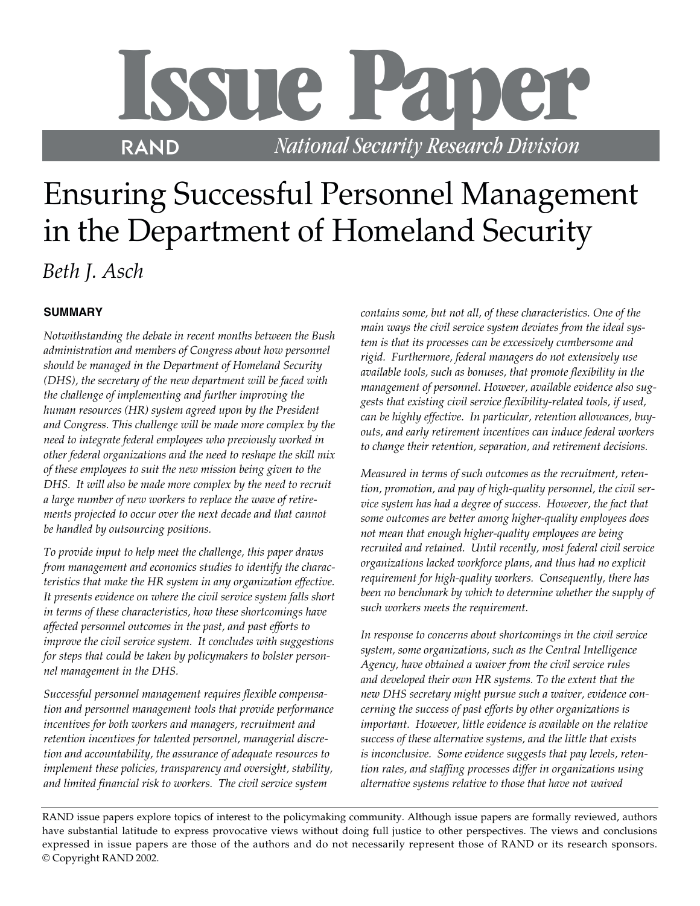# Issue Paper

RAND — *National Security Research Division*

# Ensuring Successful Personnel Management in the Department of Homeland Security

*Beth J. Asch*

## SUMMARY

*Notwithstanding the debate in recent months between the Bush administration and members of Congress about how personnel should be managed in the Department of Homeland Security (DHS), the secretary of the new department will be faced with the challenge of implementing and further improving the human resources (HR) system agreed upon by the President and Congress. This challenge will be made more complex by the need to integrate federal employees who previously worked in other federal organizations and the need to reshape the skill mix of these employees to suit the new mission being given to the DHS. It will also be made more complex by the need to recruit a large number of new workers to replace the wave of retirements projected to occur over the next decade and that cannot be handled by outsourcing positions.*

*To provide input to help meet the challenge, this paper draws from management and economics studies to identify the characteristics that make the HR system in any organization effective. It presents evidence on where the civil service system falls short in terms of these characteristics, how these shortcomings have affected personnel outcomes in the past, and past efforts to improve the civil service system. It concludes with suggestions for steps that could be taken by policymakers to bolster personnel management in the DHS.*

*Successful personnel management requires flexible compensation and personnel management tools that provide performance incentives for both workers and managers, recruitment and retention incentives for talented personnel, managerial discretion and accountability, the assurance of adequate resources to implement these policies, transparency and oversight, stability, and limited financial risk to workers. The civil service system contains some, but not all, of these characteristics. One of the main ways the civil service system deviates from the ideal system is that its processes can be excessively cumbersome and rigid. Furthermore, federal managers do not extensively use available tools, such as bonuses, that promote flexibility in the management of personnel. However, available evidence also suggests that existing civil service flexibility-related tools, if used, can be highly effective. In particular, retention allowances, buyouts, and early retirement incentives can induce federal workers to change their retention, separation, and retirement decisions.*

*Measured in terms of such outcomes as the recruitment, retention, promotion, and pay of high-quality personnel, the civil service system has had a degree of success. However, the fact that some outcomes are better among higher-quality employees does not mean that enough higher-quality employees are being recruited and retained. Until recently, most federal civil service organizations lacked workforce plans, and thus had no explicit requirement for high-quality workers. Consequently, there has been no benchmark by which to determine whether the supply of such workers meets the requirement.*

*In response to concerns about shortcomings in the civil service system, some organizations, such as the Central Intelligence Agency, have obtained a waiver from the civil service rules and developed their own HR systems. To the extent that the new DHS secretary might pursue such a waiver, evidence concerning the success of past efforts by other organizations is important. However, little evidence is available on the relative success of these alternative systems, and the little that exists is inconclusive. Some evidence suggests that pay levels, retention rates, and staffing processes differ in organizations using alternative systems relative to those that have not waived*

RAND issue papers explore topics of interest to the policymaking community. Although issue papers are formally reviewed, authors have substantial latitude to express provocative views without doing full justice to other perspectives. The views and conclusions expressed in issue papers are those of the authors and do not necessarily represent those of RAND or its research sponsors. © Copyright RAND 2002.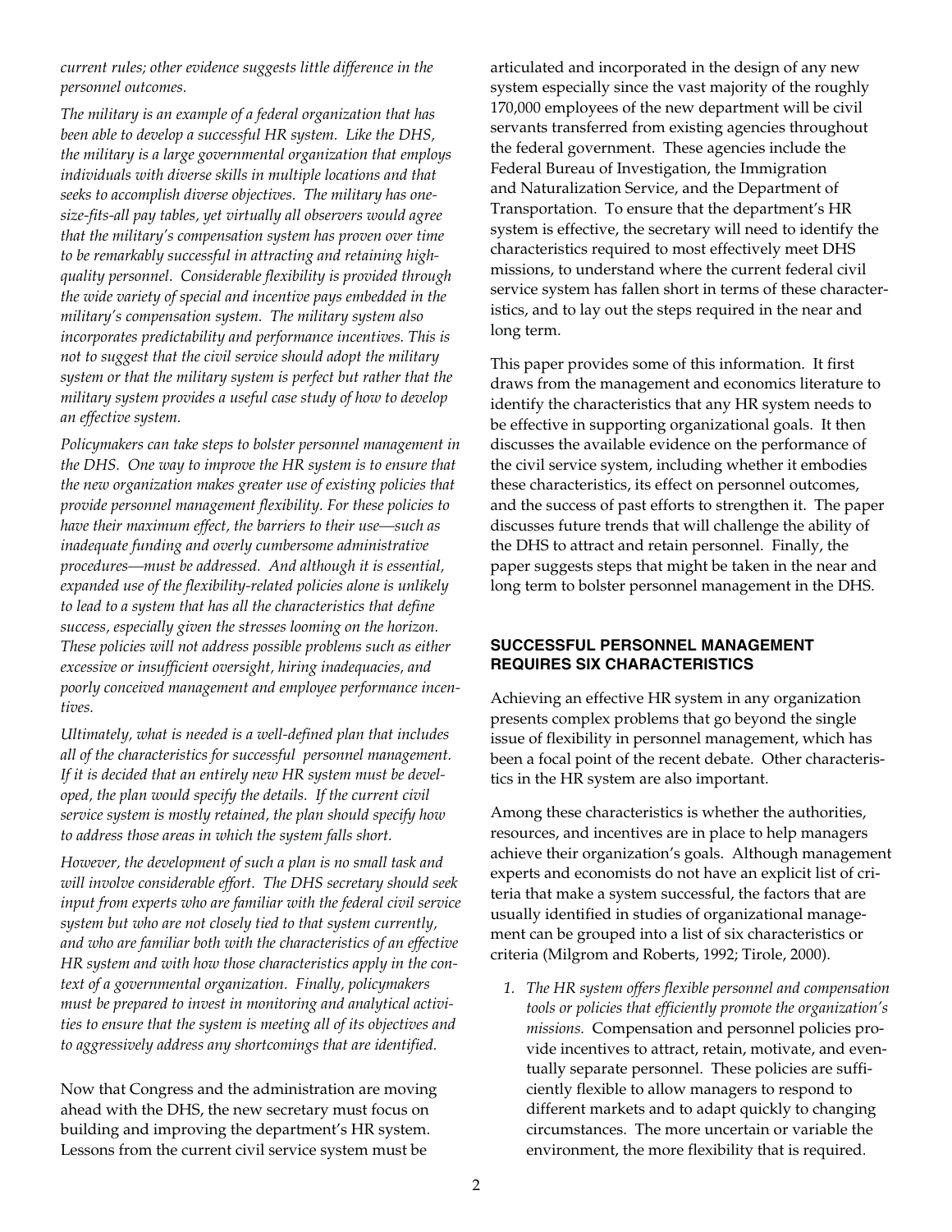*current rules; other evidence suggests little difference in the personnel outcomes.*

*The military is an example of a federal organization that has been able to develop a successful HR system. Like the DHS, the military is a large governmental organization that employs individuals with diverse skills in multiple locations and that seeks to accomplish diverse objectives. The military has one-size-fits-all pay tables, yet virtually all observers would agree that the military's compensation system has proven over time to be remarkably successful in attracting and retaining high-quality personnel. Considerable flexibility is provided through the wide variety of special and incentive pays embedded in the military's compensation system. The military system also incorporates predictability and performance incentives. This is not to suggest that the civil service should adopt the military system or that the military system is perfect but rather that the military system provides a useful case study of how to develop an effective system.*

*Policymakers can take steps to bolster personnel management in the DHS. One way to improve the HR system is to ensure that the new organization makes greater use of existing policies that provide personnel management flexibility. For these policies to have their maximum effect, the barriers to their use—such as inadequate funding and overly cumbersome administrative procedures—must be addressed. And although it is essential, expanded use of the flexibility-related policies alone is unlikely to lead to a system that has all the characteristics that define success, especially given the stresses looming on the horizon. These policies will not address possible problems such as either excessive or insufficient oversight, hiring inadequacies, and poorly conceived management and employee performance incentives.*

*Ultimately, what is needed is a well-defined plan that includes all of the characteristics for successful personnel management. If it is decided that an entirely new HR system must be developed, the plan would specify the details. If the current civil service system is mostly retained, the plan should specify how to address those areas in which the system falls short.*

*However, the development of such a plan is no small task and will involve considerable effort. The DHS secretary should seek input from experts who are familiar with the federal civil service system but who are not closely tied to that system currently, and who are familiar both with the characteristics of an effective HR system and with how those characteristics apply in the context of a governmental organization. Finally, policymakers must be prepared to invest in monitoring and analytical activities to ensure that the system is meeting all of its objectives and to aggressively address any shortcomings that are identified.*

Now that Congress and the administration are moving ahead with the DHS, the new secretary must focus on building and improving the department's HR system. Lessons from the current civil service system must be articulated and incorporated in the design of any new system especially since the vast majority of the roughly 170,000 employees of the new department will be civil servants transferred from existing agencies throughout the federal government. These agencies include the Federal Bureau of Investigation, the Immigration and Naturalization Service, and the Department of Transportation. To ensure that the department's HR system is effective, the secretary will need to identify the characteristics required to most effectively meet DHS missions, to understand where the current federal civil service system has fallen short in terms of these characteristics, and to lay out the steps required in the near and long term.

This paper provides some of this information. It first draws from the management and economics literature to identify the characteristics that any HR system needs to be effective in supporting organizational goals. It then discusses the available evidence on the performance of the civil service system, including whether it embodies these characteristics, its effect on personnel outcomes, and the success of past efforts to strengthen it. The paper discusses future trends that will challenge the ability of the DHS to attract and retain personnel. Finally, the paper suggests steps that might be taken in the near and long term to bolster personnel management in the DHS.

## SUCCESSFUL PERSONNEL MANAGEMENT REQUIRES SIX CHARACTERISTICS

Achieving an effective HR system in any organization presents complex problems that go beyond the single issue of flexibility in personnel management, which has been a focal point of the recent debate. Other characteristics in the HR system are also important.

Among these characteristics is whether the authorities, resources, and incentives are in place to help managers achieve their organization's goals. Although management experts and economists do not have an explicit list of criteria that make a system successful, the factors that are usually identified in studies of organizational management can be grouped into a list of six characteristics or criteria (Milgrom and Roberts, 1992; Tirole, 2000).

1. *The HR system offers flexible personnel and compensation tools or policies that efficiently promote the organization's missions.* Compensation and personnel policies provide incentives to attract, retain, motivate, and eventually separate personnel. These policies are sufficiently flexible to allow managers to respond to different markets and to adapt quickly to changing circumstances. The more uncertain or variable the environment, the more flexibility that is required.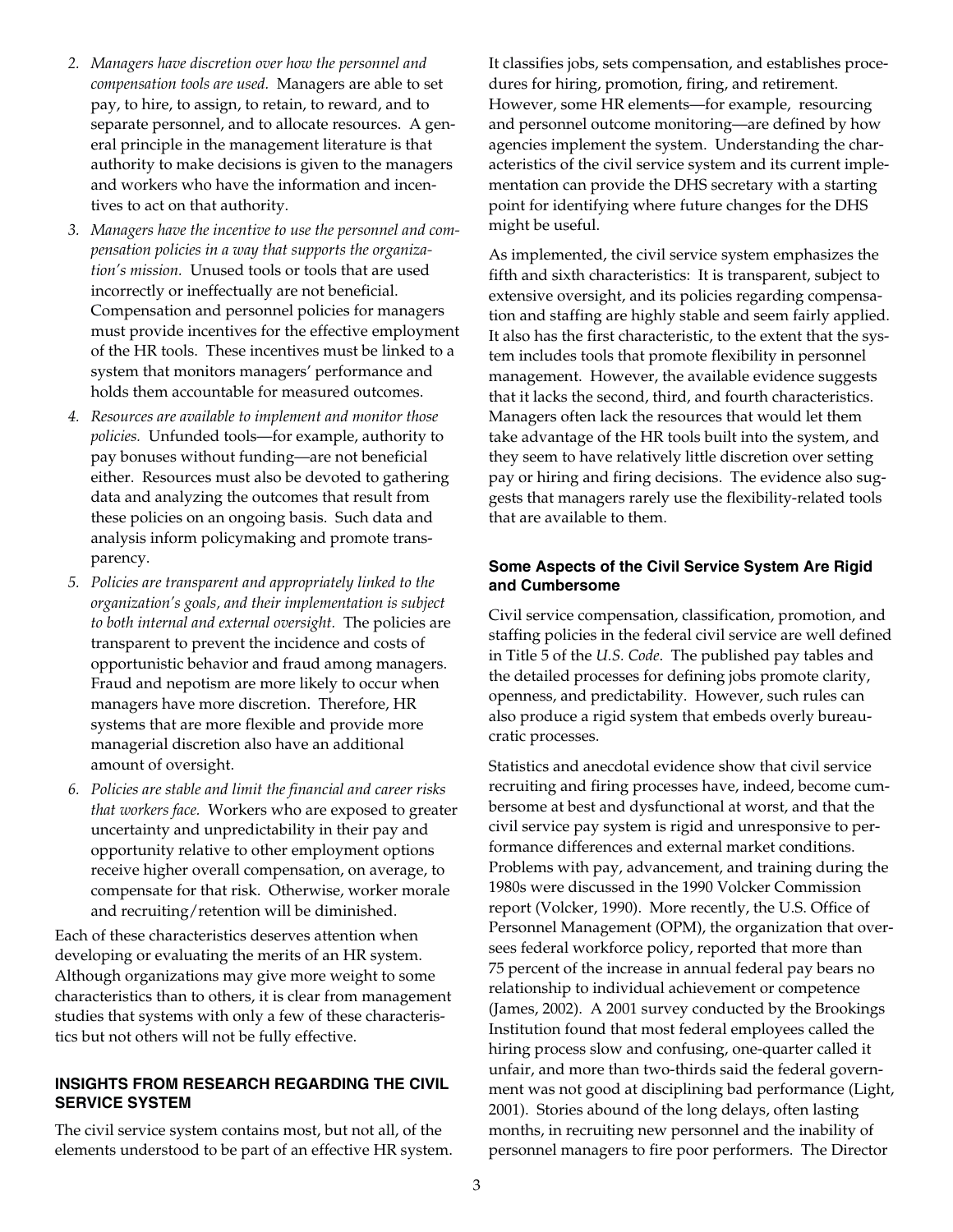2. *Managers have discretion over how the personnel and compensation tools are used.* Managers are able to set pay, to hire, to assign, to retain, to reward, and to separate personnel, and to allocate resources. A general principle in the management literature is that authority to make decisions is given to the managers and workers who have the information and incentives to act on that authority.
3. *Managers have the incentive to use the personnel and compensation policies in a way that supports the organization's mission.* Unused tools or tools that are used incorrectly or ineffectually are not beneficial. Compensation and personnel policies for managers must provide incentives for the effective employment of the HR tools. These incentives must be linked to a system that monitors managers' performance and holds them accountable for measured outcomes.
4. *Resources are available to implement and monitor those policies.* Unfunded tools—for example, authority to pay bonuses without funding—are not beneficial either. Resources must also be devoted to gathering data and analyzing the outcomes that result from these policies on an ongoing basis. Such data and analysis inform policymaking and promote transparency.
5. *Policies are transparent and appropriately linked to the organization's goals, and their implementation is subject to both internal and external oversight.* The policies are transparent to prevent the incidence and costs of opportunistic behavior and fraud among managers. Fraud and nepotism are more likely to occur when managers have more discretion. Therefore, HR systems that are more flexible and provide more managerial discretion also have an additional amount of oversight.
6. *Policies are stable and limit the financial and career risks that workers face.* Workers who are exposed to greater uncertainty and unpredictability in their pay and opportunity relative to other employment options receive higher overall compensation, on average, to compensate for that risk. Otherwise, worker morale and recruiting/retention will be diminished.

Each of these characteristics deserves attention when developing or evaluating the merits of an HR system. Although organizations may give more weight to some characteristics than to others, it is clear from management studies that systems with only a few of these characteristics but not others will not be fully effective.

## INSIGHTS FROM RESEARCH REGARDING THE CIVIL SERVICE SYSTEM

The civil service system contains most, but not all, of the elements understood to be part of an effective HR system. It classifies jobs, sets compensation, and establishes procedures for hiring, promotion, firing, and retirement. However, some HR elements—for example, resourcing and personnel outcome monitoring—are defined by how agencies implement the system. Understanding the characteristics of the civil service system and its current implementation can provide the DHS secretary with a starting point for identifying where future changes for the DHS might be useful.

As implemented, the civil service system emphasizes the fifth and sixth characteristics: It is transparent, subject to extensive oversight, and its policies regarding compensation and staffing are highly stable and seem fairly applied. It also has the first characteristic, to the extent that the system includes tools that promote flexibility in personnel management. However, the available evidence suggests that it lacks the second, third, and fourth characteristics. Managers often lack the resources that would let them take advantage of the HR tools built into the system, and they seem to have relatively little discretion over setting pay or hiring and firing decisions. The evidence also suggests that managers rarely use the flexibility-related tools that are available to them.

### Some Aspects of the Civil Service System Are Rigid and Cumbersome

Civil service compensation, classification, promotion, and staffing policies in the federal civil service are well defined in Title 5 of the *U.S. Code*. The published pay tables and the detailed processes for defining jobs promote clarity, openness, and predictability. However, such rules can also produce a rigid system that embeds overly bureaucratic processes.

Statistics and anecdotal evidence show that civil service recruiting and firing processes have, indeed, become cumbersome at best and dysfunctional at worst, and that the civil service pay system is rigid and unresponsive to performance differences and external market conditions. Problems with pay, advancement, and training during the 1980s were discussed in the 1990 Volcker Commission report (Volcker, 1990). More recently, the U.S. Office of Personnel Management (OPM), the organization that oversees federal workforce policy, reported that more than 75 percent of the increase in annual federal pay bears no relationship to individual achievement or competence (James, 2002). A 2001 survey conducted by the Brookings Institution found that most federal employees called the hiring process slow and confusing, one-quarter called it unfair, and more than two-thirds said the federal government was not good at disciplining bad performance (Light, 2001). Stories abound of the long delays, often lasting months, in recruiting new personnel and the inability of personnel managers to fire poor performers. The Director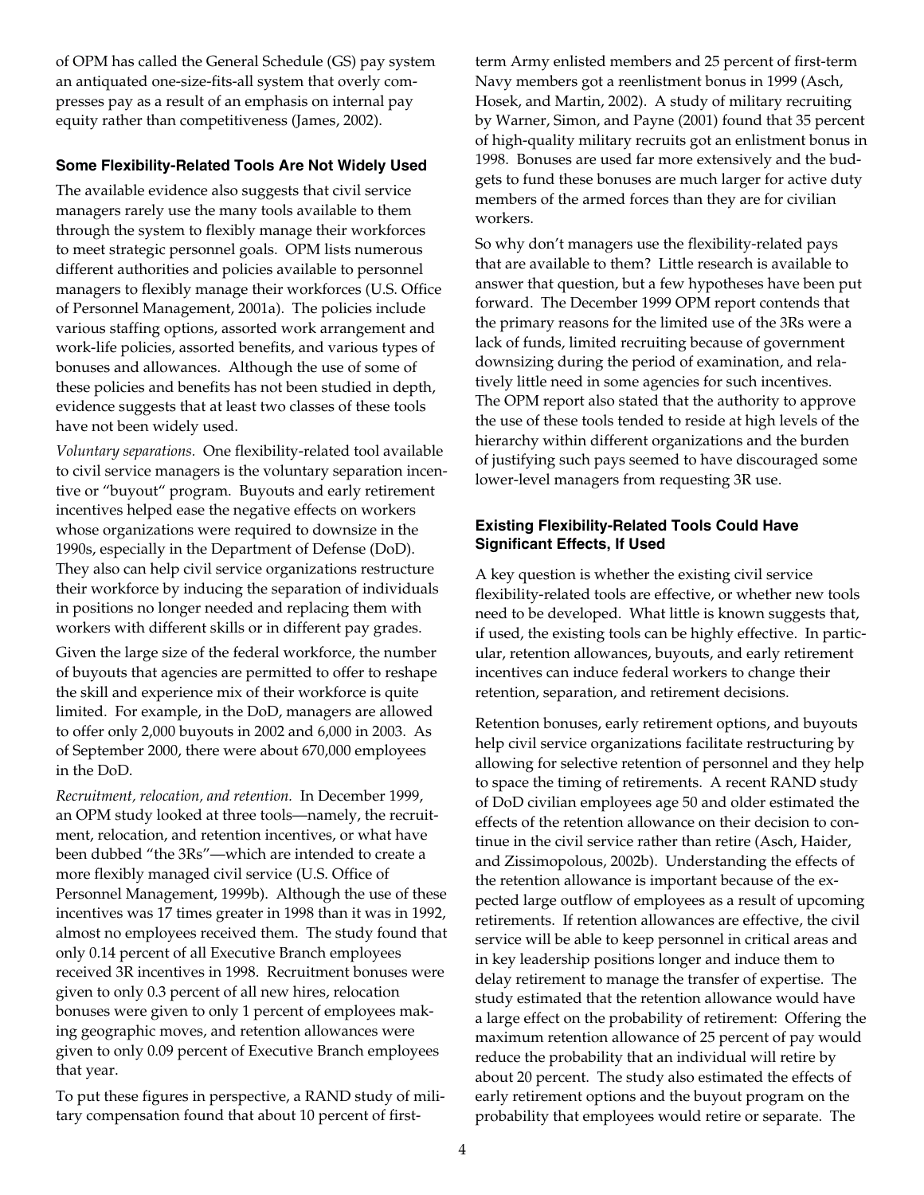of OPM has called the General Schedule (GS) pay system an antiquated one-size-fits-all system that overly compresses pay as a result of an emphasis on internal pay equity rather than competitiveness (James, 2002).

### Some Flexibility-Related Tools Are Not Widely Used

The available evidence also suggests that civil service managers rarely use the many tools available to them through the system to flexibly manage their workforces to meet strategic personnel goals. OPM lists numerous different authorities and policies available to personnel managers to flexibly manage their workforces (U.S. Office of Personnel Management, 2001a). The policies include various staffing options, assorted work arrangement and work-life policies, assorted benefits, and various types of bonuses and allowances. Although the use of some of these policies and benefits has not been studied in depth, evidence suggests that at least two classes of these tools have not been widely used.

*Voluntary separations.* One flexibility-related tool available to civil service managers is the voluntary separation incentive or "buyout" program. Buyouts and early retirement incentives helped ease the negative effects on workers whose organizations were required to downsize in the 1990s, especially in the Department of Defense (DoD). They also can help civil service organizations restructure their workforce by inducing the separation of individuals in positions no longer needed and replacing them with workers with different skills or in different pay grades.

Given the large size of the federal workforce, the number of buyouts that agencies are permitted to offer to reshape the skill and experience mix of their workforce is quite limited. For example, in the DoD, managers are allowed to offer only 2,000 buyouts in 2002 and 6,000 in 2003. As of September 2000, there were about 670,000 employees in the DoD.

*Recruitment, relocation, and retention.* In December 1999, an OPM study looked at three tools—namely, the recruitment, relocation, and retention incentives, or what have been dubbed "the 3Rs"—which are intended to create a more flexibly managed civil service (U.S. Office of Personnel Management, 1999b). Although the use of these incentives was 17 times greater in 1998 than it was in 1992, almost no employees received them. The study found that only 0.14 percent of all Executive Branch employees received 3R incentives in 1998. Recruitment bonuses were given to only 0.3 percent of all new hires, relocation bonuses were given to only 1 percent of employees making geographic moves, and retention allowances were given to only 0.09 percent of Executive Branch employees that year.

To put these figures in perspective, a RAND study of military compensation found that about 10 percent of first-term Army enlisted members and 25 percent of first-term Navy members got a reenlistment bonus in 1999 (Asch, Hosek, and Martin, 2002). A study of military recruiting by Warner, Simon, and Payne (2001) found that 35 percent of high-quality military recruits got an enlistment bonus in 1998. Bonuses are used far more extensively and the budgets to fund these bonuses are much larger for active duty members of the armed forces than they are for civilian workers.

So why don't managers use the flexibility-related pays that are available to them? Little research is available to answer that question, but a few hypotheses have been put forward. The December 1999 OPM report contends that the primary reasons for the limited use of the 3Rs were a lack of funds, limited recruiting because of government downsizing during the period of examination, and relatively little need in some agencies for such incentives. The OPM report also stated that the authority to approve the use of these tools tended to reside at high levels of the hierarchy within different organizations and the burden of justifying such pays seemed to have discouraged some lower-level managers from requesting 3R use.

### Existing Flexibility-Related Tools Could Have Significant Effects, If Used

A key question is whether the existing civil service flexibility-related tools are effective, or whether new tools need to be developed. What little is known suggests that, if used, the existing tools can be highly effective. In particular, retention allowances, buyouts, and early retirement incentives can induce federal workers to change their retention, separation, and retirement decisions.

Retention bonuses, early retirement options, and buyouts help civil service organizations facilitate restructuring by allowing for selective retention of personnel and they help to space the timing of retirements. A recent RAND study of DoD civilian employees age 50 and older estimated the effects of the retention allowance on their decision to continue in the civil service rather than retire (Asch, Haider, and Zissimopolous, 2002b). Understanding the effects of the retention allowance is important because of the expected large outflow of employees as a result of upcoming retirements. If retention allowances are effective, the civil service will be able to keep personnel in critical areas and in key leadership positions longer and induce them to delay retirement to manage the transfer of expertise. The study estimated that the retention allowance would have a large effect on the probability of retirement: Offering the maximum retention allowance of 25 percent of pay would reduce the probability that an individual will retire by about 20 percent. The study also estimated the effects of early retirement options and the buyout program on the probability that employees would retire or separate. The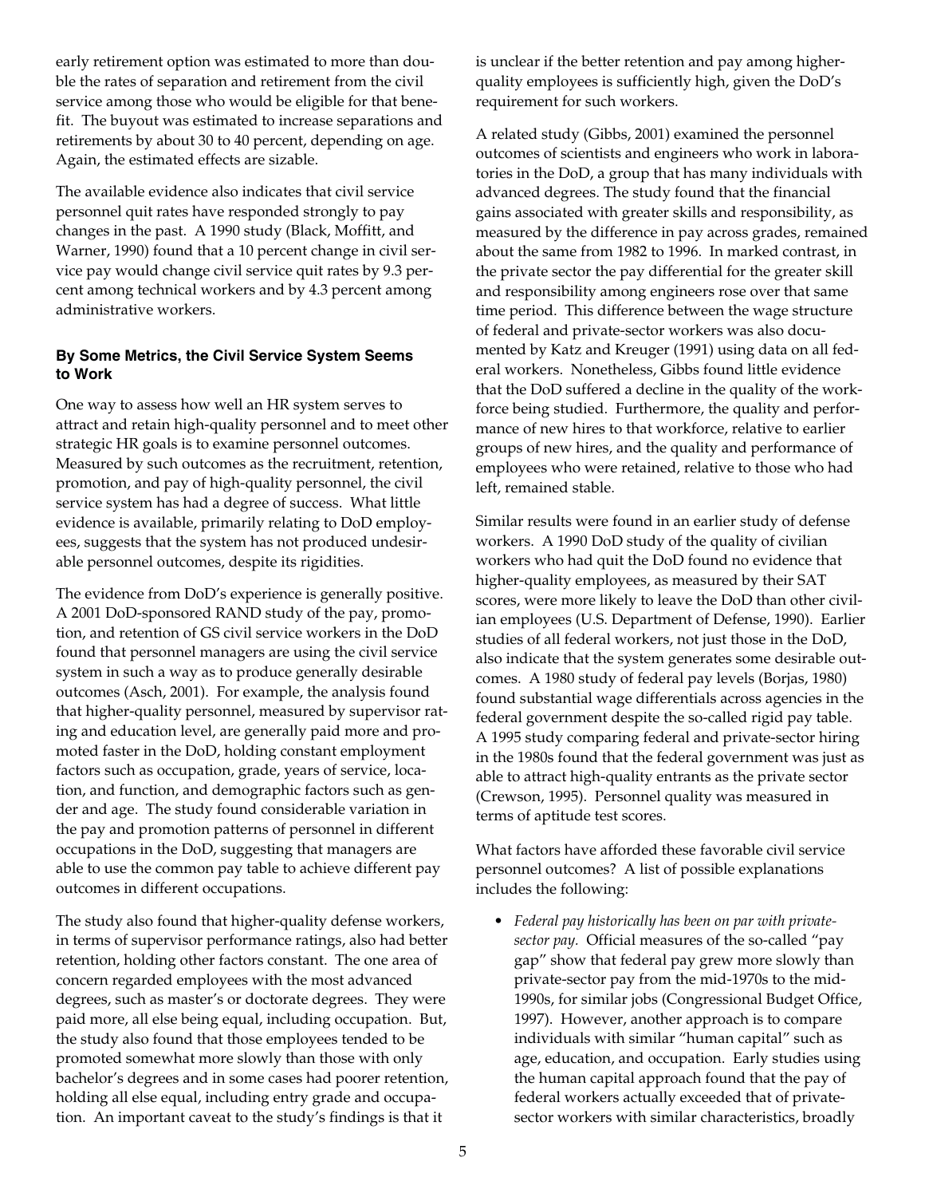early retirement option was estimated to more than double the rates of separation and retirement from the civil service among those who would be eligible for that benefit. The buyout was estimated to increase separations and retirements by about 30 to 40 percent, depending on age. Again, the estimated effects are sizable.

The available evidence also indicates that civil service personnel quit rates have responded strongly to pay changes in the past. A 1990 study (Black, Moffitt, and Warner, 1990) found that a 10 percent change in civil service pay would change civil service quit rates by 9.3 percent among technical workers and by 4.3 percent among administrative workers.

### By Some Metrics, the Civil Service System Seems to Work

One way to assess how well an HR system serves to attract and retain high-quality personnel and to meet other strategic HR goals is to examine personnel outcomes. Measured by such outcomes as the recruitment, retention, promotion, and pay of high-quality personnel, the civil service system has had a degree of success. What little evidence is available, primarily relating to DoD employees, suggests that the system has not produced undesirable personnel outcomes, despite its rigidities.

The evidence from DoD's experience is generally positive. A 2001 DoD-sponsored RAND study of the pay, promotion, and retention of GS civil service workers in the DoD found that personnel managers are using the civil service system in such a way as to produce generally desirable outcomes (Asch, 2001). For example, the analysis found that higher-quality personnel, measured by supervisor rating and education level, are generally paid more and promoted faster in the DoD, holding constant employment factors such as occupation, grade, years of service, location, and function, and demographic factors such as gender and age. The study found considerable variation in the pay and promotion patterns of personnel in different occupations in the DoD, suggesting that managers are able to use the common pay table to achieve different pay outcomes in different occupations.

The study also found that higher-quality defense workers, in terms of supervisor performance ratings, also had better retention, holding other factors constant. The one area of concern regarded employees with the most advanced degrees, such as master's or doctorate degrees. They were paid more, all else being equal, including occupation. But, the study also found that those employees tended to be promoted somewhat more slowly than those with only bachelor's degrees and in some cases had poorer retention, holding all else equal, including entry grade and occupation. An important caveat to the study's findings is that it is unclear if the better retention and pay among higher-quality employees is sufficiently high, given the DoD's requirement for such workers.

A related study (Gibbs, 2001) examined the personnel outcomes of scientists and engineers who work in laboratories in the DoD, a group that has many individuals with advanced degrees. The study found that the financial gains associated with greater skills and responsibility, as measured by the difference in pay across grades, remained about the same from 1982 to 1996. In marked contrast, in the private sector the pay differential for the greater skill and responsibility among engineers rose over that same time period. This difference between the wage structure of federal and private-sector workers was also documented by Katz and Kreuger (1991) using data on all federal workers. Nonetheless, Gibbs found little evidence that the DoD suffered a decline in the quality of the workforce being studied. Furthermore, the quality and performance of new hires to that workforce, relative to earlier groups of new hires, and the quality and performance of employees who were retained, relative to those who had left, remained stable.

Similar results were found in an earlier study of defense workers. A 1990 DoD study of the quality of civilian workers who had quit the DoD found no evidence that higher-quality employees, as measured by their SAT scores, were more likely to leave the DoD than other civilian employees (U.S. Department of Defense, 1990). Earlier studies of all federal workers, not just those in the DoD, also indicate that the system generates some desirable outcomes. A 1980 study of federal pay levels (Borjas, 1980) found substantial wage differentials across agencies in the federal government despite the so-called rigid pay table. A 1995 study comparing federal and private-sector hiring in the 1980s found that the federal government was just as able to attract high-quality entrants as the private sector (Crewson, 1995). Personnel quality was measured in terms of aptitude test scores.

What factors have afforded these favorable civil service personnel outcomes? A list of possible explanations includes the following:

- *Federal pay historically has been on par with private-sector pay.* Official measures of the so-called "pay gap" show that federal pay grew more slowly than private-sector pay from the mid-1970s to the mid-1990s, for similar jobs (Congressional Budget Office, 1997). However, another approach is to compare individuals with similar "human capital" such as age, education, and occupation. Early studies using the human capital approach found that the pay of federal workers actually exceeded that of private-sector workers with similar characteristics, broadly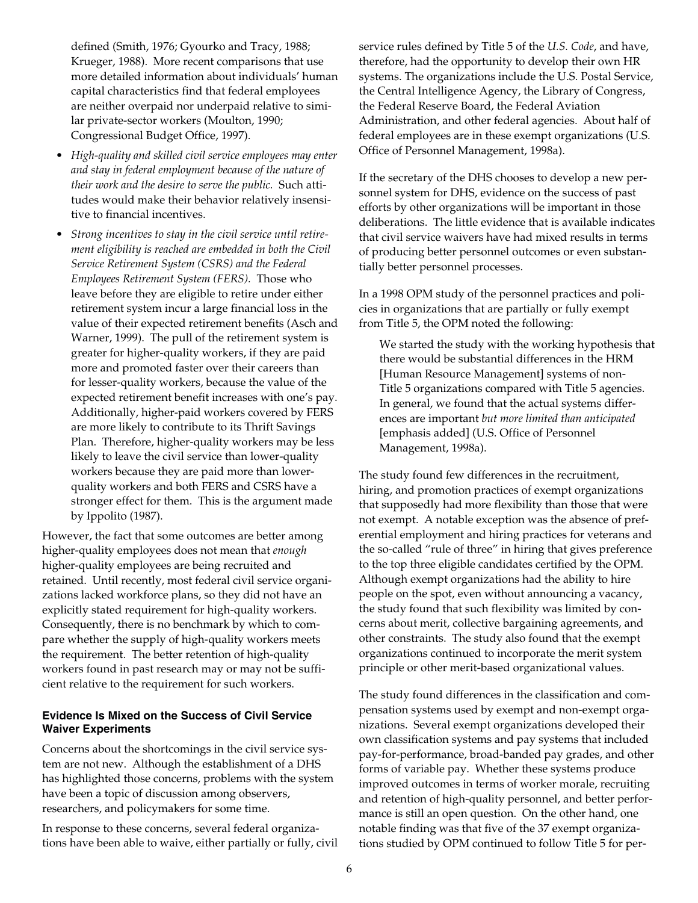defined (Smith, 1976; Gyourko and Tracy, 1988; Krueger, 1988). More recent comparisons that use more detailed information about individuals' human capital characteristics find that federal employees are neither overpaid nor underpaid relative to similar private-sector workers (Moulton, 1990; Congressional Budget Office, 1997).

- *High-quality and skilled civil service employees may enter and stay in federal employment because of the nature of their work and the desire to serve the public.* Such attitudes would make their behavior relatively insensitive to financial incentives.
- *Strong incentives to stay in the civil service until retirement eligibility is reached are embedded in both the Civil Service Retirement System (CSRS) and the Federal Employees Retirement System (FERS).* Those who leave before they are eligible to retire under either retirement system incur a large financial loss in the value of their expected retirement benefits (Asch and Warner, 1999). The pull of the retirement system is greater for higher-quality workers, if they are paid more and promoted faster over their careers than for lesser-quality workers, because the value of the expected retirement benefit increases with one's pay. Additionally, higher-paid workers covered by FERS are more likely to contribute to its Thrift Savings Plan. Therefore, higher-quality workers may be less likely to leave the civil service than lower-quality workers because they are paid more than lower-quality workers and both FERS and CSRS have a stronger effect for them. This is the argument made by Ippolito (1987).

However, the fact that some outcomes are better among higher-quality employees does not mean that *enough* higher-quality employees are being recruited and retained. Until recently, most federal civil service organizations lacked workforce plans, so they did not have an explicitly stated requirement for high-quality workers. Consequently, there is no benchmark by which to compare whether the supply of high-quality workers meets the requirement. The better retention of high-quality workers found in past research may or may not be sufficient relative to the requirement for such workers.

### Evidence Is Mixed on the Success of Civil Service Waiver Experiments

Concerns about the shortcomings in the civil service system are not new. Although the establishment of a DHS has highlighted those concerns, problems with the system have been a topic of discussion among observers, researchers, and policymakers for some time.

In response to these concerns, several federal organizations have been able to waive, either partially or fully, civil service rules defined by Title 5 of the *U.S. Code*, and have, therefore, had the opportunity to develop their own HR systems. The organizations include the U.S. Postal Service, the Central Intelligence Agency, the Library of Congress, the Federal Reserve Board, the Federal Aviation Administration, and other federal agencies. About half of federal employees are in these exempt organizations (U.S. Office of Personnel Management, 1998a).

If the secretary of the DHS chooses to develop a new personnel system for DHS, evidence on the success of past efforts by other organizations will be important in those deliberations. The little evidence that is available indicates that civil service waivers have had mixed results in terms of producing better personnel outcomes or even substantially better personnel processes.

In a 1998 OPM study of the personnel practices and policies in organizations that are partially or fully exempt from Title 5, the OPM noted the following:

> We started the study with the working hypothesis that there would be substantial differences in the HRM [Human Resource Management] systems of non-Title 5 organizations compared with Title 5 agencies. In general, we found that the actual systems differences are important *but more limited than anticipated* [emphasis added] (U.S. Office of Personnel Management, 1998a).

The study found few differences in the recruitment, hiring, and promotion practices of exempt organizations that supposedly had more flexibility than those that were not exempt. A notable exception was the absence of preferential employment and hiring practices for veterans and the so-called "rule of three" in hiring that gives preference to the top three eligible candidates certified by the OPM. Although exempt organizations had the ability to hire people on the spot, even without announcing a vacancy, the study found that such flexibility was limited by concerns about merit, collective bargaining agreements, and other constraints. The study also found that the exempt organizations continued to incorporate the merit system principle or other merit-based organizational values.

The study found differences in the classification and compensation systems used by exempt and non-exempt organizations. Several exempt organizations developed their own classification systems and pay systems that included pay-for-performance, broad-banded pay grades, and other forms of variable pay. Whether these systems produce improved outcomes in terms of worker morale, recruiting and retention of high-quality personnel, and better performance is still an open question. On the other hand, one notable finding was that five of the 37 exempt organizations studied by OPM continued to follow Title 5 for per-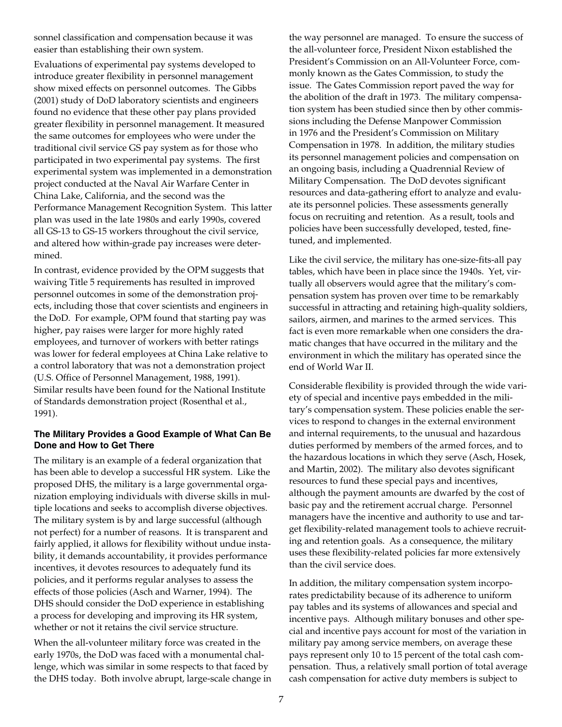sonnel classification and compensation because it was easier than establishing their own system.

Evaluations of experimental pay systems developed to introduce greater flexibility in personnel management show mixed effects on personnel outcomes. The Gibbs (2001) study of DoD laboratory scientists and engineers found no evidence that these other pay plans provided greater flexibility in personnel management. It measured the same outcomes for employees who were under the traditional civil service GS pay system as for those who participated in two experimental pay systems. The first experimental system was implemented in a demonstration project conducted at the Naval Air Warfare Center in China Lake, California, and the second was the Performance Management Recognition System. This latter plan was used in the late 1980s and early 1990s, covered all GS-13 to GS-15 workers throughout the civil service, and altered how within-grade pay increases were determined.

In contrast, evidence provided by the OPM suggests that waiving Title 5 requirements has resulted in improved personnel outcomes in some of the demonstration projects, including those that cover scientists and engineers in the DoD. For example, OPM found that starting pay was higher, pay raises were larger for more highly rated employees, and turnover of workers with better ratings was lower for federal employees at China Lake relative to a control laboratory that was not a demonstration project (U.S. Office of Personnel Management, 1988, 1991). Similar results have been found for the National Institute of Standards demonstration project (Rosenthal et al., 1991).

### The Military Provides a Good Example of What Can Be Done and How to Get There

The military is an example of a federal organization that has been able to develop a successful HR system. Like the proposed DHS, the military is a large governmental organization employing individuals with diverse skills in multiple locations and seeks to accomplish diverse objectives. The military system is by and large successful (although not perfect) for a number of reasons. It is transparent and fairly applied, it allows for flexibility without undue instability, it demands accountability, it provides performance incentives, it devotes resources to adequately fund its policies, and it performs regular analyses to assess the effects of those policies (Asch and Warner, 1994). The DHS should consider the DoD experience in establishing a process for developing and improving its HR system, whether or not it retains the civil service structure.

When the all-volunteer military force was created in the early 1970s, the DoD was faced with a monumental challenge, which was similar in some respects to that faced by the DHS today. Both involve abrupt, large-scale change in the way personnel are managed. To ensure the success of the all-volunteer force, President Nixon established the President's Commission on an All-Volunteer Force, commonly known as the Gates Commission, to study the issue. The Gates Commission report paved the way for the abolition of the draft in 1973. The military compensation system has been studied since then by other commissions including the Defense Manpower Commission in 1976 and the President's Commission on Military Compensation in 1978. In addition, the military studies its personnel management policies and compensation on an ongoing basis, including a Quadrennial Review of Military Compensation. The DoD devotes significant resources and data-gathering effort to analyze and evaluate its personnel policies. These assessments generally focus on recruiting and retention. As a result, tools and policies have been successfully developed, tested, fine-tuned, and implemented.

Like the civil service, the military has one-size-fits-all pay tables, which have been in place since the 1940s. Yet, virtually all observers would agree that the military's compensation system has proven over time to be remarkably successful in attracting and retaining high-quality soldiers, sailors, airmen, and marines to the armed services. This fact is even more remarkable when one considers the dramatic changes that have occurred in the military and the environment in which the military has operated since the end of World War II.

Considerable flexibility is provided through the wide variety of special and incentive pays embedded in the military's compensation system. These policies enable the services to respond to changes in the external environment and internal requirements, to the unusual and hazardous duties performed by members of the armed forces, and to the hazardous locations in which they serve (Asch, Hosek, and Martin, 2002). The military also devotes significant resources to fund these special pays and incentives, although the payment amounts are dwarfed by the cost of basic pay and the retirement accrual charge. Personnel managers have the incentive and authority to use and target flexibility-related management tools to achieve recruiting and retention goals. As a consequence, the military uses these flexibility-related policies far more extensively than the civil service does.

In addition, the military compensation system incorporates predictability because of its adherence to uniform pay tables and its systems of allowances and special and incentive pays. Although military bonuses and other special and incentive pays account for most of the variation in military pay among service members, on average these pays represent only 10 to 15 percent of the total cash compensation. Thus, a relatively small portion of total average cash compensation for active duty members is subject to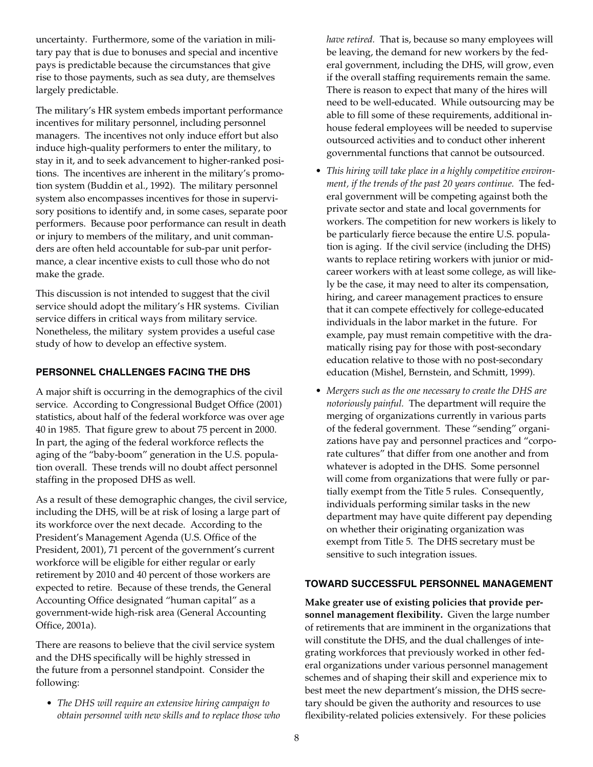uncertainty. Furthermore, some of the variation in military pay that is due to bonuses and special and incentive pays is predictable because the circumstances that give rise to those payments, such as sea duty, are themselves largely predictable.

The military's HR system embeds important performance incentives for military personnel, including personnel managers. The incentives not only induce effort but also induce high-quality performers to enter the military, to stay in it, and to seek advancement to higher-ranked positions. The incentives are inherent in the military's promotion system (Buddin et al., 1992). The military personnel system also encompasses incentives for those in supervisory positions to identify and, in some cases, separate poor performers. Because poor performance can result in death or injury to members of the military, and unit commanders are often held accountable for sub-par unit performance, a clear incentive exists to cull those who do not make the grade.

This discussion is not intended to suggest that the civil service should adopt the military's HR systems. Civilian service differs in critical ways from military service. Nonetheless, the military system provides a useful case study of how to develop an effective system.

### PERSONNEL CHALLENGES FACING THE DHS

A major shift is occurring in the demographics of the civil service. According to Congressional Budget Office (2001) statistics, about half of the federal workforce was over age 40 in 1985. That figure grew to about 75 percent in 2000. In part, the aging of the federal workforce reflects the aging of the "baby-boom" generation in the U.S. population overall. These trends will no doubt affect personnel staffing in the proposed DHS as well.

As a result of these demographic changes, the civil service, including the DHS, will be at risk of losing a large part of its workforce over the next decade. According to the President's Management Agenda (U.S. Office of the President, 2001), 71 percent of the government's current workforce will be eligible for either regular or early retirement by 2010 and 40 percent of those workers are expected to retire. Because of these trends, the General Accounting Office designated "human capital" as a government-wide high-risk area (General Accounting Office, 2001a).

There are reasons to believe that the civil service system and the DHS specifically will be highly stressed in the future from a personnel standpoint. Consider the following:

- *The DHS will require an extensive hiring campaign to obtain personnel with new skills and to replace those who have retired.* That is, because so many employees will be leaving, the demand for new workers by the federal government, including the DHS, will grow, even if the overall staffing requirements remain the same. There is reason to expect that many of the hires will need to be well-educated. While outsourcing may be able to fill some of these requirements, additional in-house federal employees will be needed to supervise outsourced activities and to conduct other inherent governmental functions that cannot be outsourced.
- *This hiring will take place in a highly competitive environment, if the trends of the past 20 years continue.* The federal government will be competing against both the private sector and state and local governments for workers. The competition for new workers is likely to be particularly fierce because the entire U.S. population is aging. If the civil service (including the DHS) wants to replace retiring workers with junior or mid-career workers with at least some college, as will likely be the case, it may need to alter its compensation, hiring, and career management practices to ensure that it can compete effectively for college-educated individuals in the labor market in the future. For example, pay must remain competitive with the dramatically rising pay for those with post-secondary education relative to those with no post-secondary education (Mishel, Bernstein, and Schmitt, 1999).
- *Mergers such as the one necessary to create the DHS are notoriously painful.* The department will require the merging of organizations currently in various parts of the federal government. These "sending" organizations have pay and personnel practices and "corporate cultures" that differ from one another and from whatever is adopted in the DHS. Some personnel will come from organizations that were fully or partially exempt from the Title 5 rules. Consequently, individuals performing similar tasks in the new department may have quite different pay depending on whether their originating organization was exempt from Title 5. The DHS secretary must be sensitive to such integration issues.

### TOWARD SUCCESSFUL PERSONNEL MANAGEMENT

**Make greater use of existing policies that provide personnel management flexibility.** Given the large number of retirements that are imminent in the organizations that will constitute the DHS, and the dual challenges of integrating workforces that previously worked in other federal organizations under various personnel management schemes and of shaping their skill and experience mix to best meet the new department's mission, the DHS secretary should be given the authority and resources to use flexibility-related policies extensively. For these policies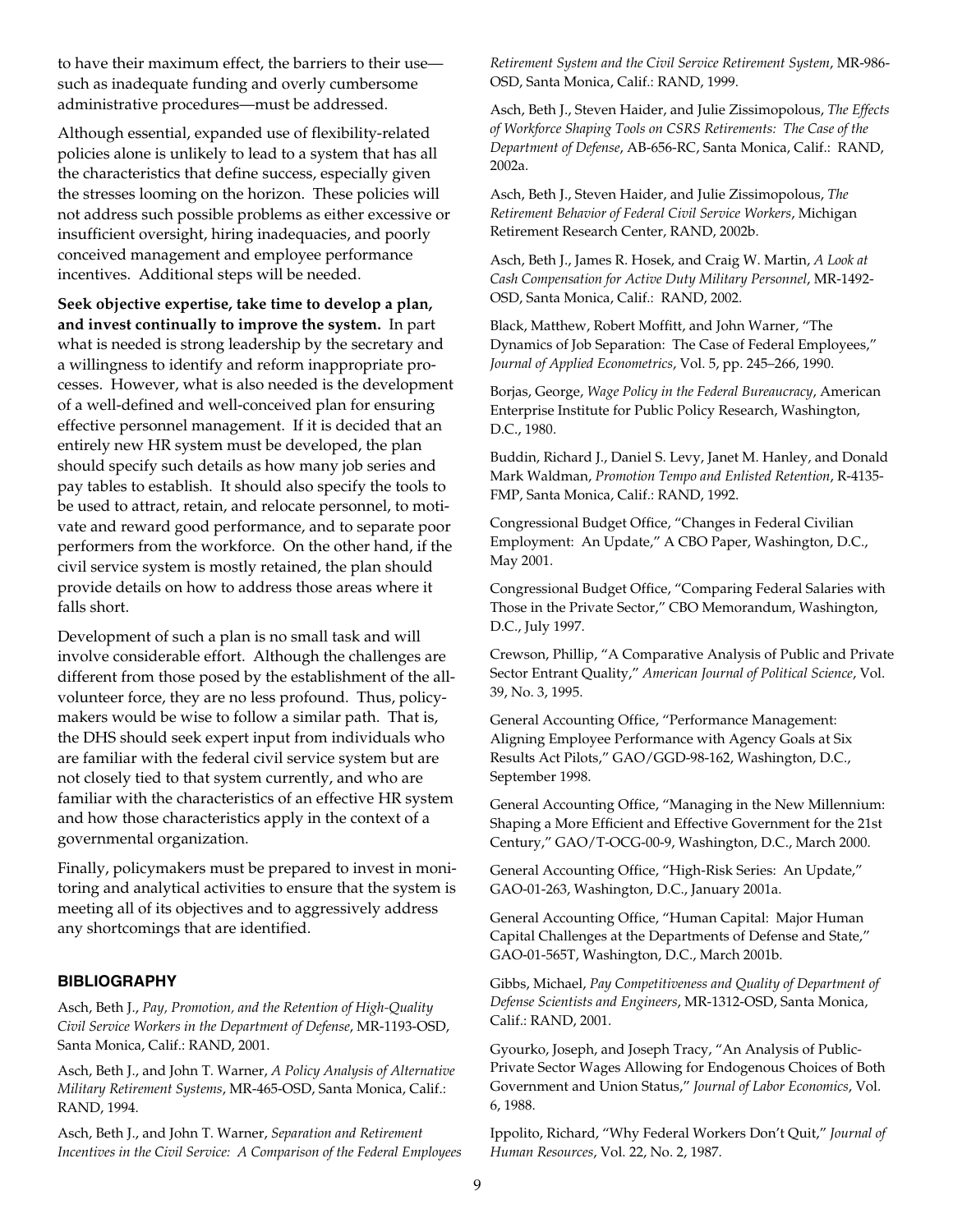to have their maximum effect, the barriers to their use—such as inadequate funding and overly cumbersome administrative procedures—must be addressed.

Although essential, expanded use of flexibility-related policies alone is unlikely to lead to a system that has all the characteristics that define success, especially given the stresses looming on the horizon. These policies will not address such possible problems as either excessive or insufficient oversight, hiring inadequacies, and poorly conceived management and employee performance incentives. Additional steps will be needed.

**Seek objective expertise, take time to develop a plan, and invest continually to improve the system.** In part what is needed is strong leadership by the secretary and a willingness to identify and reform inappropriate processes. However, what is also needed is the development of a well-defined and well-conceived plan for ensuring effective personnel management. If it is decided that an entirely new HR system must be developed, the plan should specify such details as how many job series and pay tables to establish. It should also specify the tools to be used to attract, retain, and relocate personnel, to motivate and reward good performance, and to separate poor performers from the workforce. On the other hand, if the civil service system is mostly retained, the plan should provide details on how to address those areas where it falls short.

Development of such a plan is no small task and will involve considerable effort. Although the challenges are different from those posed by the establishment of the all-volunteer force, they are no less profound. Thus, policymakers would be wise to follow a similar path. That is, the DHS should seek expert input from individuals who are familiar with the federal civil service system but are not closely tied to that system currently, and who are familiar with the characteristics of an effective HR system and how those characteristics apply in the context of a governmental organization.

Finally, policymakers must be prepared to invest in monitoring and analytical activities to ensure that the system is meeting all of its objectives and to aggressively address any shortcomings that are identified.

## BIBLIOGRAPHY

Asch, Beth J., *Pay, Promotion, and the Retention of High-Quality Civil Service Workers in the Department of Defense*, MR-1193-OSD, Santa Monica, Calif.: RAND, 2001.

Asch, Beth J., and John T. Warner, *A Policy Analysis of Alternative Military Retirement Systems*, MR-465-OSD, Santa Monica, Calif.: RAND, 1994.

Asch, Beth J., and John T. Warner, *Separation and Retirement Incentives in the Civil Service: A Comparison of the Federal Employees Retirement System and the Civil Service Retirement System*, MR-986-OSD, Santa Monica, Calif.: RAND, 1999.

Asch, Beth J., Steven Haider, and Julie Zissimopolous, *The Effects of Workforce Shaping Tools on CSRS Retirements: The Case of the Department of Defense*, AB-656-RC, Santa Monica, Calif.: RAND, 2002a.

Asch, Beth J., Steven Haider, and Julie Zissimopolous, *The Retirement Behavior of Federal Civil Service Workers*, Michigan Retirement Research Center, RAND, 2002b.

Asch, Beth J., James R. Hosek, and Craig W. Martin, *A Look at Cash Compensation for Active Duty Military Personnel*, MR-1492-OSD, Santa Monica, Calif.: RAND, 2002.

Black, Matthew, Robert Moffitt, and John Warner, "The Dynamics of Job Separation: The Case of Federal Employees," *Journal of Applied Econometrics*, Vol. 5, pp. 245–266, 1990.

Borjas, George, *Wage Policy in the Federal Bureaucracy*, American Enterprise Institute for Public Policy Research, Washington, D.C., 1980.

Buddin, Richard J., Daniel S. Levy, Janet M. Hanley, and Donald Mark Waldman, *Promotion Tempo and Enlisted Retention*, R-4135-FMP, Santa Monica, Calif.: RAND, 1992.

Congressional Budget Office, "Changes in Federal Civilian Employment: An Update," A CBO Paper, Washington, D.C., May 2001.

Congressional Budget Office, "Comparing Federal Salaries with Those in the Private Sector," CBO Memorandum, Washington, D.C., July 1997.

Crewson, Phillip, "A Comparative Analysis of Public and Private Sector Entrant Quality," *American Journal of Political Science*, Vol. 39, No. 3, 1995.

General Accounting Office, "Performance Management: Aligning Employee Performance with Agency Goals at Six Results Act Pilots," GAO/GGD-98-162, Washington, D.C., September 1998.

General Accounting Office, "Managing in the New Millennium: Shaping a More Efficient and Effective Government for the 21st Century," GAO/T-OCG-00-9, Washington, D.C., March 2000.

General Accounting Office, "High-Risk Series: An Update," GAO-01-263, Washington, D.C., January 2001a.

General Accounting Office, "Human Capital: Major Human Capital Challenges at the Departments of Defense and State," GAO-01-565T, Washington, D.C., March 2001b.

Gibbs, Michael, *Pay Competitiveness and Quality of Department of Defense Scientists and Engineers*, MR-1312-OSD, Santa Monica, Calif.: RAND, 2001.

Gyourko, Joseph, and Joseph Tracy, "An Analysis of Public-Private Sector Wages Allowing for Endogenous Choices of Both Government and Union Status," *Journal of Labor Economics*, Vol. 6, 1988.

Ippolito, Richard, "Why Federal Workers Don't Quit," *Journal of Human Resources*, Vol. 22, No. 2, 1987.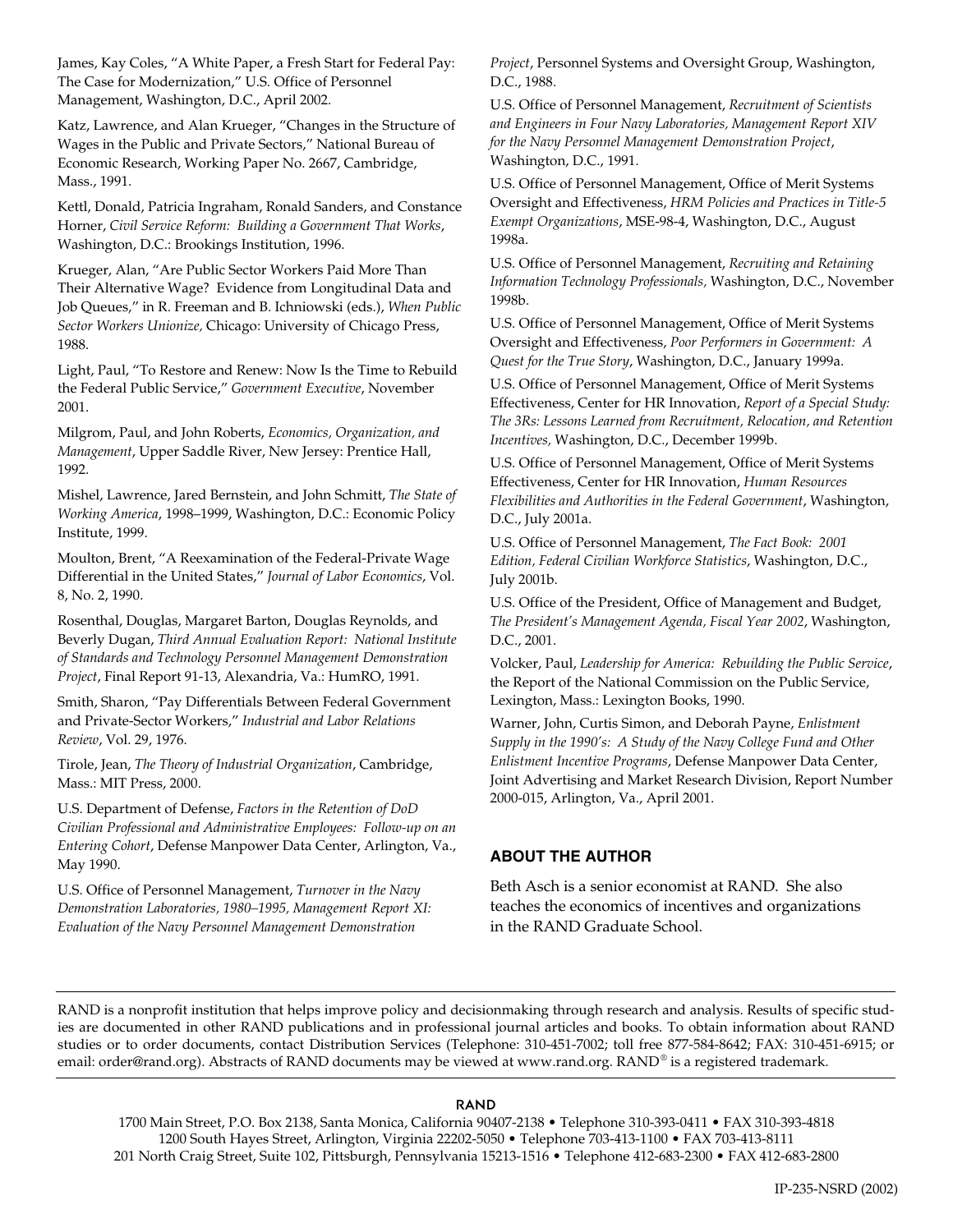James, Kay Coles, "A White Paper, a Fresh Start for Federal Pay: The Case for Modernization," U.S. Office of Personnel Management, Washington, D.C., April 2002.

Katz, Lawrence, and Alan Krueger, "Changes in the Structure of Wages in the Public and Private Sectors," National Bureau of Economic Research, Working Paper No. 2667, Cambridge, Mass., 1991.

Kettl, Donald, Patricia Ingraham, Ronald Sanders, and Constance Horner, *Civil Service Reform: Building a Government That Works*, Washington, D.C.: Brookings Institution, 1996.

Krueger, Alan, "Are Public Sector Workers Paid More Than Their Alternative Wage? Evidence from Longitudinal Data and Job Queues," in R. Freeman and B. Ichniowski (eds.), *When Public Sector Workers Unionize,* Chicago: University of Chicago Press, 1988.

Light, Paul, "To Restore and Renew: Now Is the Time to Rebuild the Federal Public Service," *Government Executive*, November 2001.

Milgrom, Paul, and John Roberts, *Economics, Organization, and Management*, Upper Saddle River, New Jersey: Prentice Hall, 1992.

Mishel, Lawrence, Jared Bernstein, and John Schmitt, *The State of Working America*, 1998–1999, Washington, D.C.: Economic Policy Institute, 1999.

Moulton, Brent, "A Reexamination of the Federal-Private Wage Differential in the United States," *Journal of Labor Economics*, Vol. 8, No. 2, 1990.

Rosenthal, Douglas, Margaret Barton, Douglas Reynolds, and Beverly Dugan, *Third Annual Evaluation Report: National Institute of Standards and Technology Personnel Management Demonstration Project*, Final Report 91-13, Alexandria, Va.: HumRO, 1991.

Smith, Sharon, "Pay Differentials Between Federal Government and Private-Sector Workers," *Industrial and Labor Relations Review*, Vol. 29, 1976.

Tirole, Jean, *The Theory of Industrial Organization*, Cambridge, Mass.: MIT Press, 2000.

U.S. Department of Defense, *Factors in the Retention of DoD Civilian Professional and Administrative Employees: Follow-up on an Entering Cohort*, Defense Manpower Data Center, Arlington, Va., May 1990.

U.S. Office of Personnel Management, *Turnover in the Navy Demonstration Laboratories, 1980–1995, Management Report XI: Evaluation of the Navy Personnel Management Demonstration Project*, Personnel Systems and Oversight Group, Washington, D.C., 1988.

U.S. Office of Personnel Management, *Recruitment of Scientists and Engineers in Four Navy Laboratories, Management Report XIV for the Navy Personnel Management Demonstration Project*, Washington, D.C., 1991.

U.S. Office of Personnel Management, Office of Merit Systems Oversight and Effectiveness, *HRM Policies and Practices in Title-5 Exempt Organizations*, MSE-98-4, Washington, D.C., August 1998a.

U.S. Office of Personnel Management, *Recruiting and Retaining Information Technology Professionals,* Washington, D.C., November 1998b.

U.S. Office of Personnel Management, Office of Merit Systems Oversight and Effectiveness, *Poor Performers in Government: A Quest for the True Story*, Washington, D.C., January 1999a.

U.S. Office of Personnel Management, Office of Merit Systems Effectiveness, Center for HR Innovation, *Report of a Special Study: The 3Rs: Lessons Learned from Recruitment, Relocation, and Retention Incentives,* Washington, D.C., December 1999b.

U.S. Office of Personnel Management, Office of Merit Systems Effectiveness, Center for HR Innovation, *Human Resources Flexibilities and Authorities in the Federal Government*, Washington, D.C., July 2001a.

U.S. Office of Personnel Management, *The Fact Book: 2001 Edition, Federal Civilian Workforce Statistics*, Washington, D.C., July 2001b.

U.S. Office of the President, Office of Management and Budget, *The President's Management Agenda, Fiscal Year 2002*, Washington, D.C., 2001.

Volcker, Paul, *Leadership for America: Rebuilding the Public Service*, the Report of the National Commission on the Public Service, Lexington, Mass.: Lexington Books, 1990.

Warner, John, Curtis Simon, and Deborah Payne, *Enlistment Supply in the 1990's: A Study of the Navy College Fund and Other Enlistment Incentive Programs*, Defense Manpower Data Center, Joint Advertising and Market Research Division, Report Number 2000-015, Arlington, Va., April 2001.

## ABOUT THE AUTHOR

Beth Asch is a senior economist at RAND. She also teaches the economics of incentives and organizations in the RAND Graduate School.

---

RAND is a nonprofit institution that helps improve policy and decisionmaking through research and analysis. Results of specific studies are documented in other RAND publications and in professional journal articles and books. To obtain information about RAND studies or to order documents, contact Distribution Services (Telephone: 310-451-7002; toll free 877-584-8642; FAX: 310-451-6915; or email: order@rand.org). Abstracts of RAND documents may be viewed at www.rand.org. RAND® is a registered trademark.

---

**RAND**

1700 Main Street, P.O. Box 2138, Santa Monica, California 90407-2138 • Telephone 310-393-0411 • FAX 310-393-4818
1200 South Hayes Street, Arlington, Virginia 22202-5050 • Telephone 703-413-1100 • FAX 703-413-8111
201 North Craig Street, Suite 102, Pittsburgh, Pennsylvania 15213-1516 • Telephone 412-683-2300 • FAX 412-683-2800

IP-235-NSRD (2002)